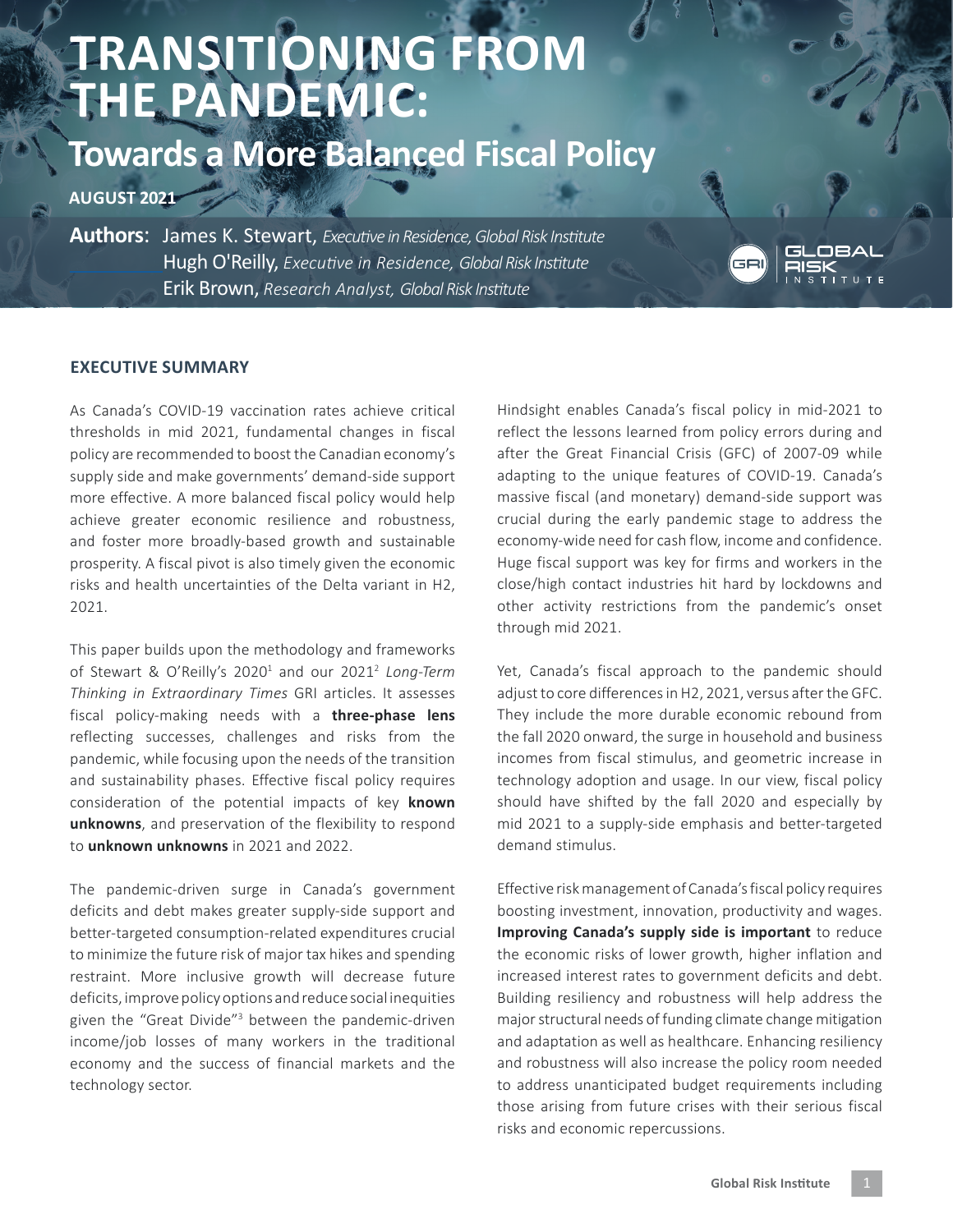# TRANSITIONING FROM THE PANDEMIC:

## Towards a More Balanced Fiscal Policy

**AUGUST 2021**

**Authors**: James K. Stewart, *Executive in Residence, Global Risk Institute*
Hugh O'Reilly, *Executive in Residence, Global Risk Institute*
Erik Brown, *Research Analyst, Global Risk Institute*

### EXECUTIVE SUMMARY

As Canada's COVID-19 vaccination rates achieve critical thresholds in mid 2021, fundamental changes in fiscal policy are recommended to boost the Canadian economy's supply side and make governments' demand-side support more effective. A more balanced fiscal policy would help achieve greater economic resilience and robustness, and foster more broadly-based growth and sustainable prosperity. A fiscal pivot is also timely given the economic risks and health uncertainties of the Delta variant in H2, 2021.

This paper builds upon the methodology and frameworks of Stewart & O'Reilly's 2020[1] and our 2021[2] *Long-Term Thinking in Extraordinary Times* GRI articles. It assesses fiscal policy-making needs with a **three-phase lens** reflecting successes, challenges and risks from the pandemic, while focusing upon the needs of the transition and sustainability phases. Effective fiscal policy requires consideration of the potential impacts of key **known unknowns**, and preservation of the flexibility to respond to **unknown unknowns** in 2021 and 2022.

The pandemic-driven surge in Canada's government deficits and debt makes greater supply-side support and better-targeted consumption-related expenditures crucial to minimize the future risk of major tax hikes and spending restraint. More inclusive growth will decrease future deficits, improve policy options and reduce social inequities given the "Great Divide"[3] between the pandemic-driven income/job losses of many workers in the traditional economy and the success of financial markets and the technology sector.

Hindsight enables Canada's fiscal policy in mid-2021 to reflect the lessons learned from policy errors during and after the Great Financial Crisis (GFC) of 2007-09 while adapting to the unique features of COVID-19. Canada's massive fiscal (and monetary) demand-side support was crucial during the early pandemic stage to address the economy-wide need for cash flow, income and confidence. Huge fiscal support was key for firms and workers in the close/high contact industries hit hard by lockdowns and other activity restrictions from the pandemic's onset through mid 2021.

Yet, Canada's fiscal approach to the pandemic should adjust to core differences in H2, 2021, versus after the GFC. They include the more durable economic rebound from the fall 2020 onward, the surge in household and business incomes from fiscal stimulus, and geometric increase in technology adoption and usage. In our view, fiscal policy should have shifted by the fall 2020 and especially by mid 2021 to a supply-side emphasis and better-targeted demand stimulus.

Effective risk management of Canada's fiscal policy requires boosting investment, innovation, productivity and wages. **Improving Canada's supply side is important** to reduce the economic risks of lower growth, higher inflation and increased interest rates to government deficits and debt. Building resiliency and robustness will help address the major structural needs of funding climate change mitigation and adaptation as well as healthcare. Enhancing resiliency and robustness will also increase the policy room needed to address unanticipated budget requirements including those arising from future crises with their serious fiscal risks and economic repercussions.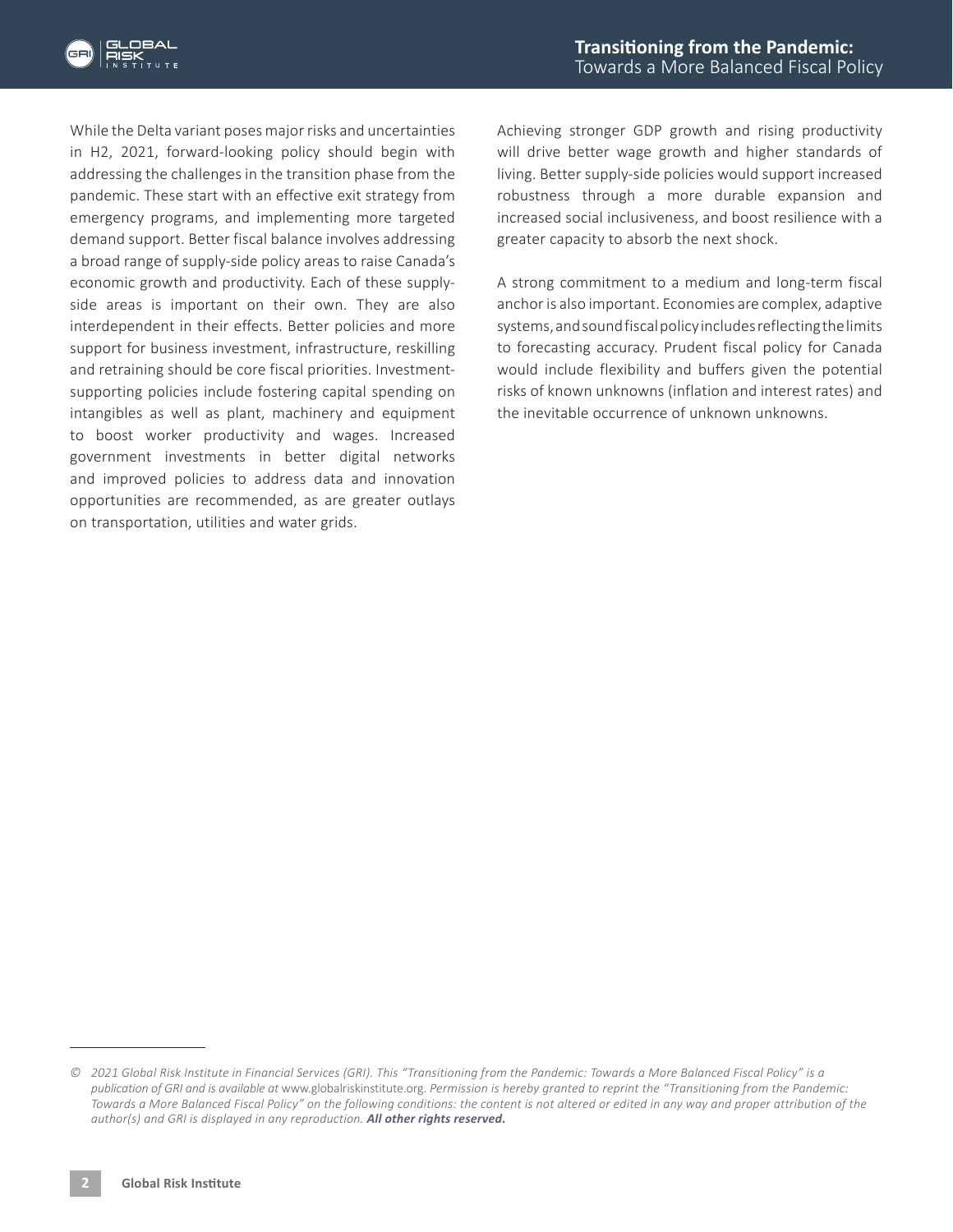While the Delta variant poses major risks and uncertainties in H2, 2021, forward-looking policy should begin with addressing the challenges in the transition phase from the pandemic. These start with an effective exit strategy from emergency programs, and implementing more targeted demand support. Better fiscal balance involves addressing a broad range of supply-side policy areas to raise Canada's economic growth and productivity. Each of these supply-side areas is important on their own. They are also interdependent in their effects. Better policies and more support for business investment, infrastructure, reskilling and retraining should be core fiscal priorities. Investment-supporting policies include fostering capital spending on intangibles as well as plant, machinery and equipment to boost worker productivity and wages. Increased government investments in better digital networks and improved policies to address data and innovation opportunities are recommended, as are greater outlays on transportation, utilities and water grids.

Achieving stronger GDP growth and rising productivity will drive better wage growth and higher standards of living. Better supply-side policies would support increased robustness through a more durable expansion and increased social inclusiveness, and boost resilience with a greater capacity to absorb the next shock.

A strong commitment to a medium and long-term fiscal anchor is also important. Economies are complex, adaptive systems, and sound fiscal policy includes reflecting the limits to forecasting accuracy. Prudent fiscal policy for Canada would include flexibility and buffers given the potential risks of known unknowns (inflation and interest rates) and the inevitable occurrence of unknown unknowns.

---

*© 2021 Global Risk Institute in Financial Services (GRI). This "Transitioning from the Pandemic: Towards a More Balanced Fiscal Policy" is a publication of GRI and is available at* www.globalriskinstitute.org. *Permission is hereby granted to reprint the "Transitioning from the Pandemic: Towards a More Balanced Fiscal Policy" on the following conditions: the content is not altered or edited in any way and proper attribution of the author(s) and GRI is displayed in any reproduction.* ***All other rights reserved.***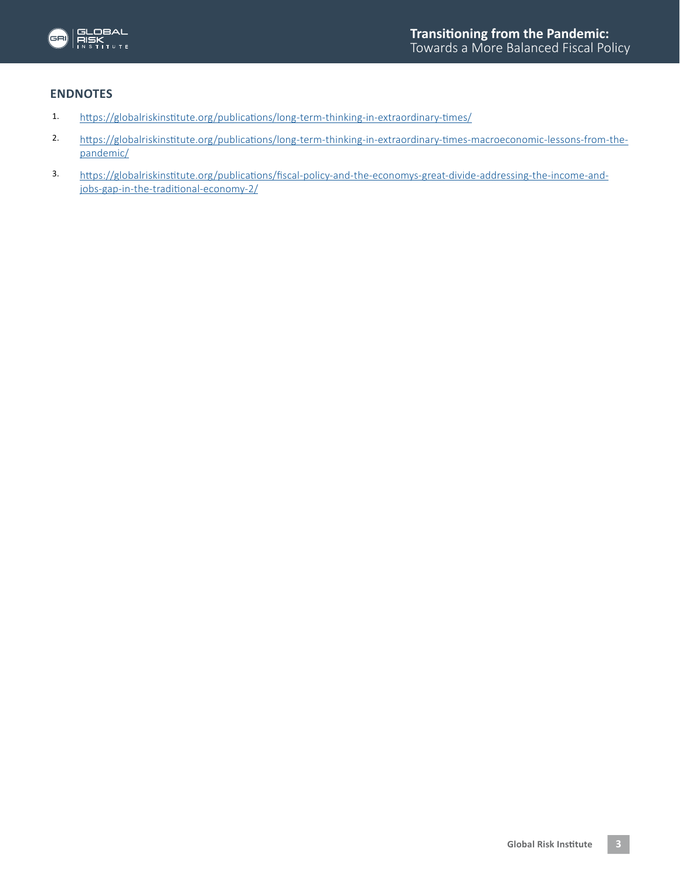## ENDNOTES

1. https://globalriskinstitute.org/publications/long-term-thinking-in-extraordinary-times/
2. https://globalriskinstitute.org/publications/long-term-thinking-in-extraordinary-times-macroeconomic-lessons-from-the-pandemic/
3. https://globalriskinstitute.org/publications/fiscal-policy-and-the-economys-great-divide-addressing-the-income-and-jobs-gap-in-the-traditional-economy-2/